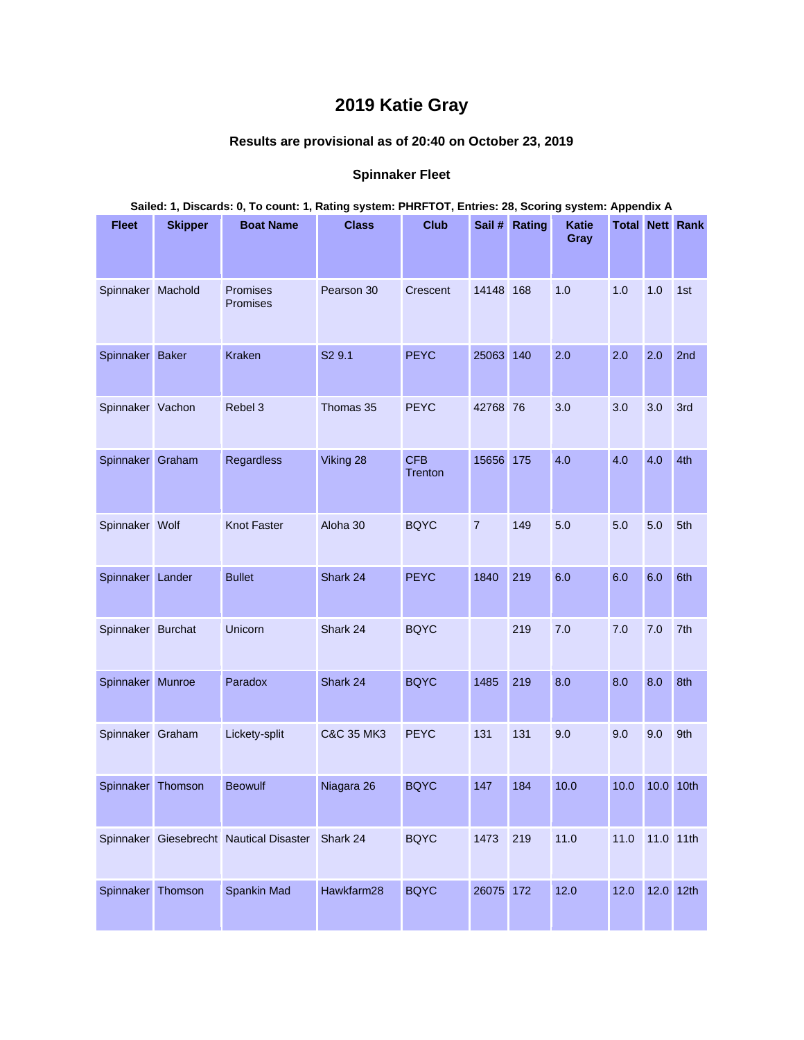# 2019 Katie Gray

### Results are provisional as of 20:40 on October 23, 2019

### Spinnaker Fleet

**Sailed: 1, Discards: 0, To count: 1, Rating system: PHRFTOT, Entries: 28, Scoring system: Appendix A**

| Fleet | Skipper | Boat Name | Class | Club | Sail # | Rating | Katie Gray | Total | Nett | Rank |
|---|---|---|---|---|---|---|---|---|---|---|
| Spinnaker | Machold | Promises Promises | Pearson 30 | Crescent | 14148 | 168 | 1.0 | 1.0 | 1.0 | 1st |
| Spinnaker | Baker | Kraken | S2 9.1 | PEYC | 25063 | 140 | 2.0 | 2.0 | 2.0 | 2nd |
| Spinnaker | Vachon | Rebel 3 | Thomas 35 | PEYC | 42768 | 76 | 3.0 | 3.0 | 3.0 | 3rd |
| Spinnaker | Graham | Regardless | Viking 28 | CFB Trenton | 15656 | 175 | 4.0 | 4.0 | 4.0 | 4th |
| Spinnaker | Wolf | Knot Faster | Aloha 30 | BQYC | 7 | 149 | 5.0 | 5.0 | 5.0 | 5th |
| Spinnaker | Lander | Bullet | Shark 24 | PEYC | 1840 | 219 | 6.0 | 6.0 | 6.0 | 6th |
| Spinnaker | Burchat | Unicorn | Shark 24 | BQYC | | 219 | 7.0 | 7.0 | 7.0 | 7th |
| Spinnaker | Munroe | Paradox | Shark 24 | BQYC | 1485 | 219 | 8.0 | 8.0 | 8.0 | 8th |
| Spinnaker | Graham | Lickety-split | C&C 35 MK3 | PEYC | 131 | 131 | 9.0 | 9.0 | 9.0 | 9th |
| Spinnaker | Thomson | Beowulf | Niagara 26 | BQYC | 147 | 184 | 10.0 | 10.0 | 10.0 | 10th |
| Spinnaker | Giesebrecht | Nautical Disaster | Shark 24 | BQYC | 1473 | 219 | 11.0 | 11.0 | 11.0 | 11th |
| Spinnaker | Thomson | Spankin Mad | Hawkfarm28 | BQYC | 26075 | 172 | 12.0 | 12.0 | 12.0 | 12th |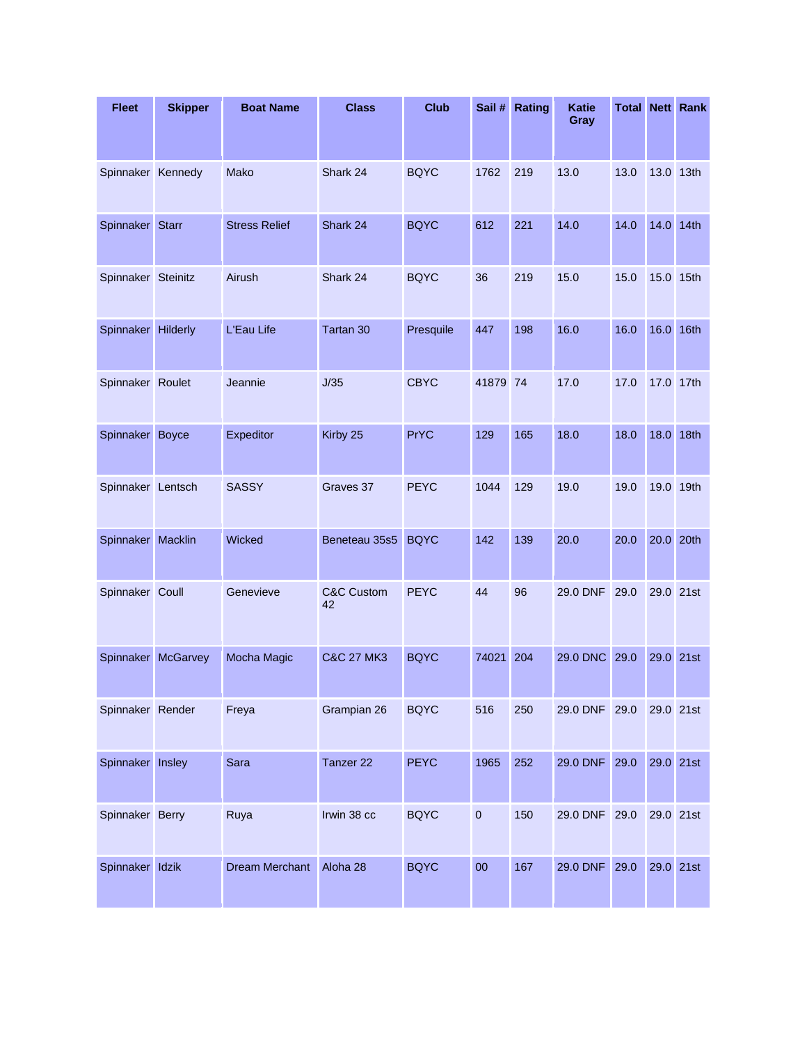| Fleet | Skipper | Boat Name | Class | Club | Sail # | Rating | Katie Gray | Total | Nett | Rank |
|---|---|---|---|---|---|---|---|---|---|---|
| Spinnaker | Kennedy | Mako | Shark 24 | BQYC | 1762 | 219 | 13.0 | 13.0 | 13.0 | 13th |
| Spinnaker | Starr | Stress Relief | Shark 24 | BQYC | 612 | 221 | 14.0 | 14.0 | 14.0 | 14th |
| Spinnaker | Steinitz | Airush | Shark 24 | BQYC | 36 | 219 | 15.0 | 15.0 | 15.0 | 15th |
| Spinnaker | Hilderly | L'Eau Life | Tartan 30 | Presquile | 447 | 198 | 16.0 | 16.0 | 16.0 | 16th |
| Spinnaker | Roulet | Jeannie | J/35 | CBYC | 41879 | 74 | 17.0 | 17.0 | 17.0 | 17th |
| Spinnaker | Boyce | Expeditor | Kirby 25 | PrYC | 129 | 165 | 18.0 | 18.0 | 18.0 | 18th |
| Spinnaker | Lentsch | SASSY | Graves 37 | PEYC | 1044 | 129 | 19.0 | 19.0 | 19.0 | 19th |
| Spinnaker | Macklin | Wicked | Beneteau 35s5 | BQYC | 142 | 139 | 20.0 | 20.0 | 20.0 | 20th |
| Spinnaker | Coull | Genevieve | C&C Custom 42 | PEYC | 44 | 96 | 29.0 DNF | 29.0 | 29.0 | 21st |
| Spinnaker | McGarvey | Mocha Magic | C&C 27 MK3 | BQYC | 74021 | 204 | 29.0 DNC | 29.0 | 29.0 | 21st |
| Spinnaker | Render | Freya | Grampian 26 | BQYC | 516 | 250 | 29.0 DNF | 29.0 | 29.0 | 21st |
| Spinnaker | Insley | Sara | Tanzer 22 | PEYC | 1965 | 252 | 29.0 DNF | 29.0 | 29.0 | 21st |
| Spinnaker | Berry | Ruya | Irwin 38 cc | BQYC | 0 | 150 | 29.0 DNF | 29.0 | 29.0 | 21st |
| Spinnaker | Idzik | Dream Merchant | Aloha 28 | BQYC | 00 | 167 | 29.0 DNF | 29.0 | 29.0 | 21st |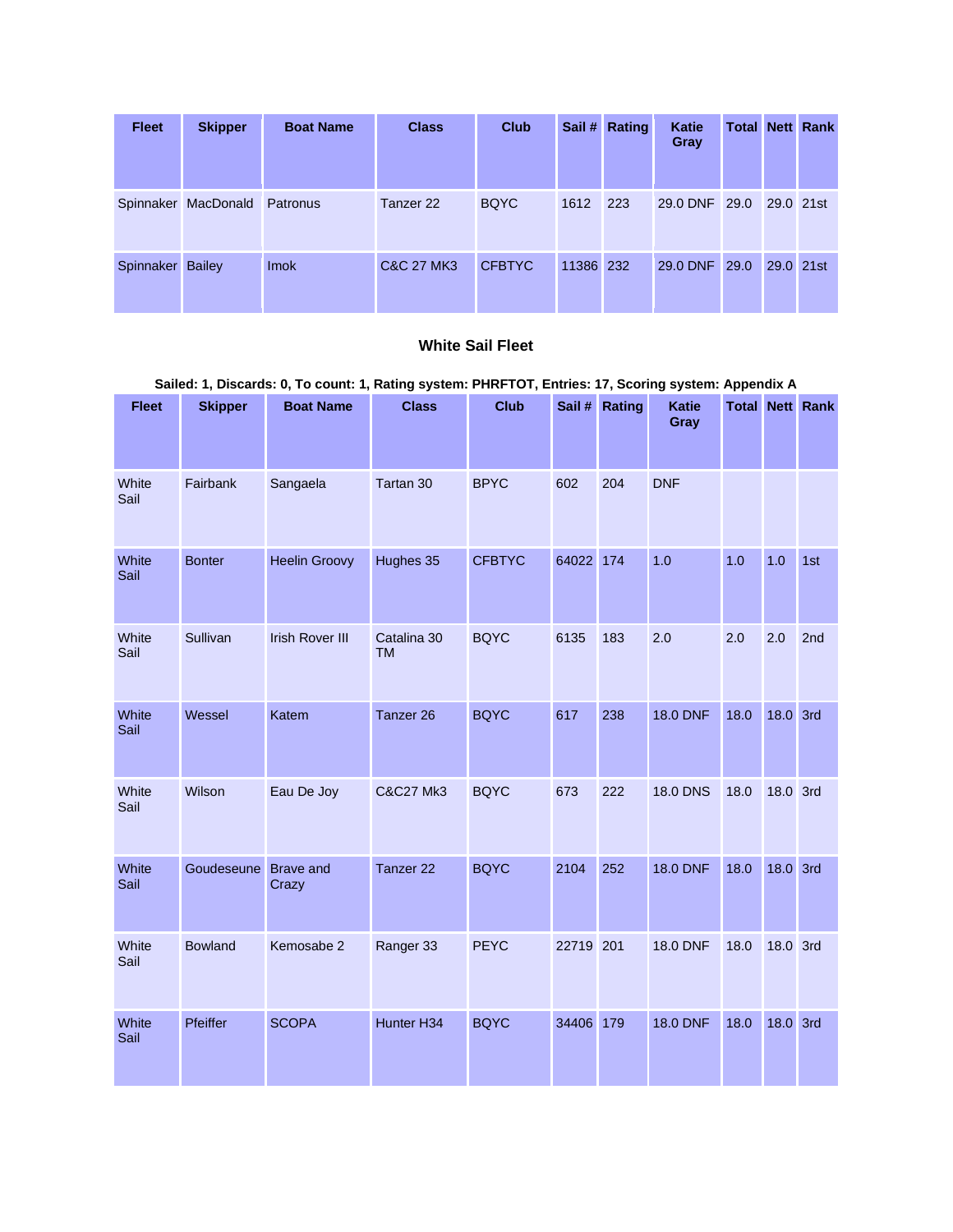| Fleet | Skipper | Boat Name | Class | Club | Sail # | Rating | Katie Gray | Total | Nett | Rank |
|---|---|---|---|---|---|---|---|---|---|---|
| Spinnaker | MacDonald | Patronus | Tanzer 22 | BQYC | 1612 | 223 | 29.0 DNF | 29.0 | 29.0 | 21st |
| Spinnaker | Bailey | Imok | C&C 27 MK3 | CFBTYC | 11386 | 232 | 29.0 DNF | 29.0 | 29.0 | 21st |

### White Sail Fleet

**Sailed: 1, Discards: 0, To count: 1, Rating system: PHRFTOT, Entries: 17, Scoring system: Appendix A**

| Fleet | Skipper | Boat Name | Class | Club | Sail # | Rating | Katie Gray | Total | Nett | Rank |
|---|---|---|---|---|---|---|---|---|---|---|
| White Sail | Fairbank | Sangaela | Tartan 30 | BPYC | 602 | 204 | DNF | | | |
| White Sail | Bonter | Heelin Groovy | Hughes 35 | CFBTYC | 64022 | 174 | 1.0 | 1.0 | 1.0 | 1st |
| White Sail | Sullivan | Irish Rover III | Catalina 30 TM | BQYC | 6135 | 183 | 2.0 | 2.0 | 2.0 | 2nd |
| White Sail | Wessel | Katem | Tanzer 26 | BQYC | 617 | 238 | 18.0 DNF | 18.0 | 18.0 | 3rd |
| White Sail | Wilson | Eau De Joy | C&C27 Mk3 | BQYC | 673 | 222 | 18.0 DNS | 18.0 | 18.0 | 3rd |
| White Sail | Goudeseune | Brave and Crazy | Tanzer 22 | BQYC | 2104 | 252 | 18.0 DNF | 18.0 | 18.0 | 3rd |
| White Sail | Bowland | Kemosabe 2 | Ranger 33 | PEYC | 22719 | 201 | 18.0 DNF | 18.0 | 18.0 | 3rd |
| White Sail | Pfeiffer | SCOPA | Hunter H34 | BQYC | 34406 | 179 | 18.0 DNF | 18.0 | 18.0 | 3rd |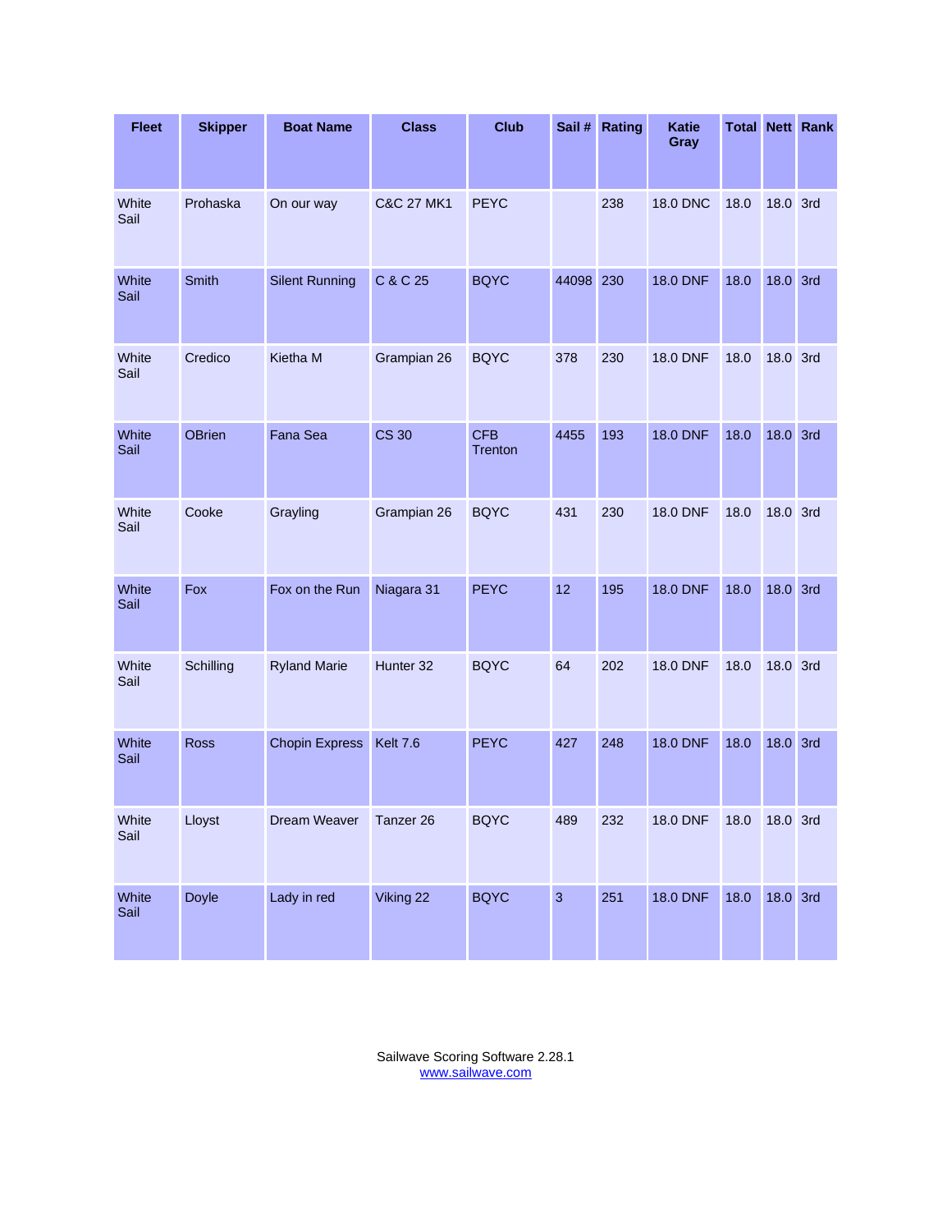| Fleet | Skipper | Boat Name | Class | Club | Sail # | Rating | Katie Gray | Total | Nett | Rank |
|---|---|---|---|---|---|---|---|---|---|---|
| White Sail | Prohaska | On our way | C&C 27 MK1 | PEYC | | 238 | 18.0 DNC | 18.0 | 18.0 | 3rd |
| White Sail | Smith | Silent Running | C & C 25 | BQYC | 44098 | 230 | 18.0 DNF | 18.0 | 18.0 | 3rd |
| White Sail | Credico | Kietha M | Grampian 26 | BQYC | 378 | 230 | 18.0 DNF | 18.0 | 18.0 | 3rd |
| White Sail | OBrien | Fana Sea | CS 30 | CFB Trenton | 4455 | 193 | 18.0 DNF | 18.0 | 18.0 | 3rd |
| White Sail | Cooke | Grayling | Grampian 26 | BQYC | 431 | 230 | 18.0 DNF | 18.0 | 18.0 | 3rd |
| White Sail | Fox | Fox on the Run | Niagara 31 | PEYC | 12 | 195 | 18.0 DNF | 18.0 | 18.0 | 3rd |
| White Sail | Schilling | Ryland Marie | Hunter 32 | BQYC | 64 | 202 | 18.0 DNF | 18.0 | 18.0 | 3rd |
| White Sail | Ross | Chopin Express | Kelt 7.6 | PEYC | 427 | 248 | 18.0 DNF | 18.0 | 18.0 | 3rd |
| White Sail | Lloyst | Dream Weaver | Tanzer 26 | BQYC | 489 | 232 | 18.0 DNF | 18.0 | 18.0 | 3rd |
| White Sail | Doyle | Lady in red | Viking 22 | BQYC | 3 | 251 | 18.0 DNF | 18.0 | 18.0 | 3rd |

Sailwave Scoring Software 2.28.1
www.sailwave.com